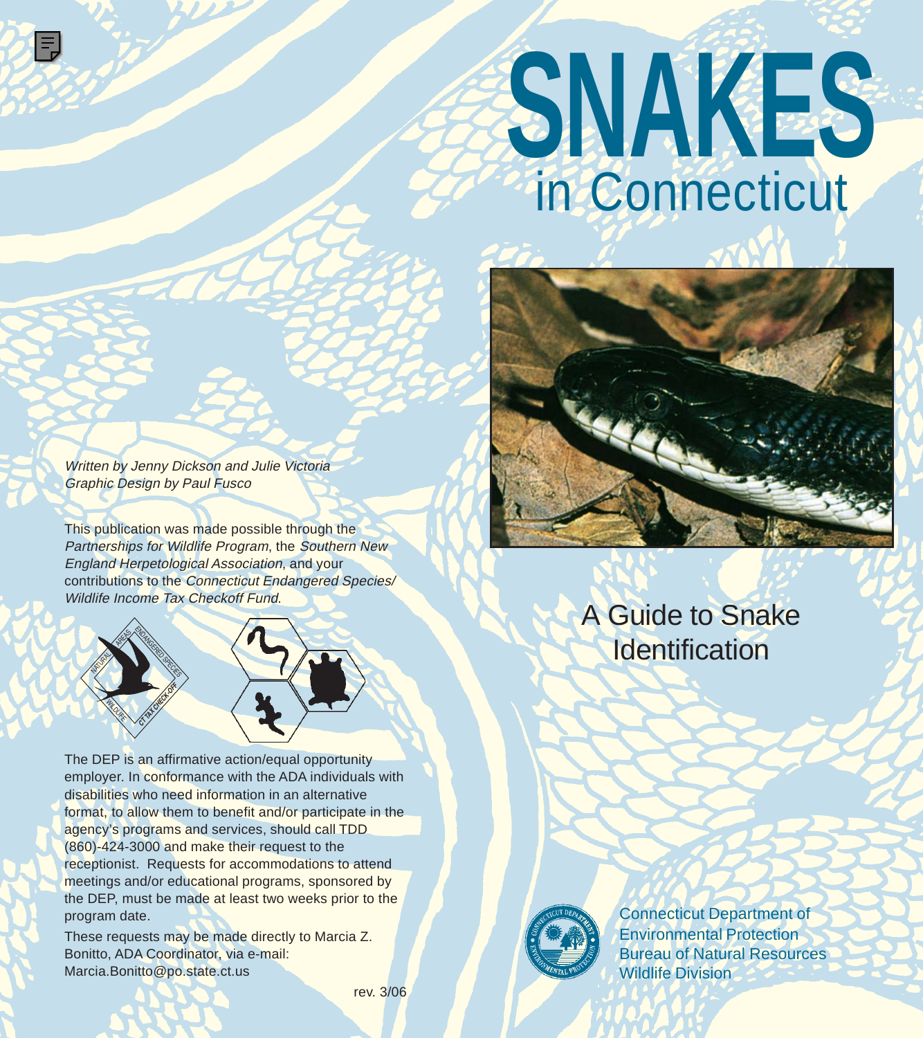# SNAKES in Connecticut

## A Guide to Snake Identification

*Written by Jenny Dickson and Julie Victoria*
*Graphic Design by Paul Fusco*

This publication was made possible through the *Partnerships for Wildlife Program*, the *Southern New England Herpetological Association*, and your contributions to the *Connecticut Endangered Species/ Wildlife Income Tax Checkoff Fund*.

The DEP is an affirmative action/equal opportunity employer. In conformance with the ADA individuals with disabilities who need information in an alternative format, to allow them to benefit and/or participate in the agency's programs and services, should call TDD (860)-424-3000 and make their request to the receptionist. Requests for accommodations to attend meetings and/or educational programs, sponsored by the DEP, must be made at least two weeks prior to the program date.

These requests may be made directly to Marcia Z. Bonitto, ADA Coordinator, via e-mail: Marcia.Bonitto@po.state.ct.us

rev. 3/06

Connecticut Department of Environmental Protection
Bureau of Natural Resources
Wildlife Division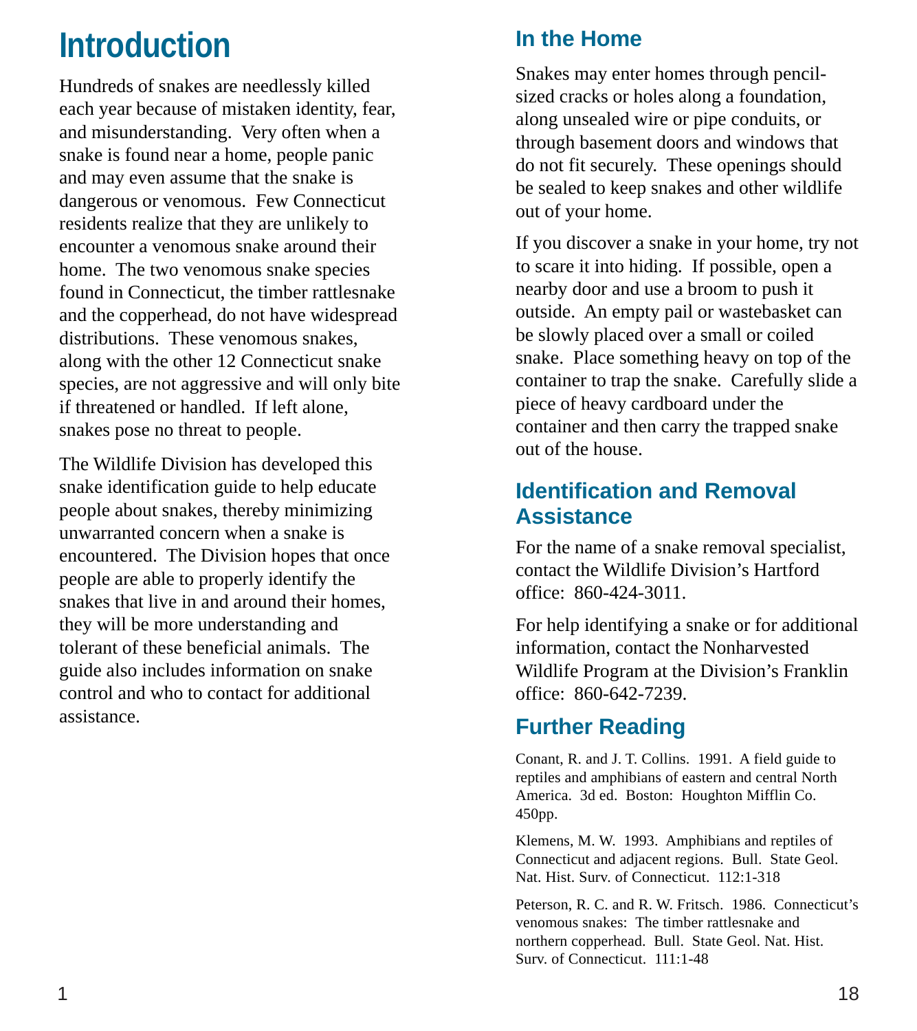# Introduction

Hundreds of snakes are needlessly killed each year because of mistaken identity, fear, and misunderstanding. Very often when a snake is found near a home, people panic and may even assume that the snake is dangerous or venomous. Few Connecticut residents realize that they are unlikely to encounter a venomous snake around their home. The two venomous snake species found in Connecticut, the timber rattlesnake and the copperhead, do not have widespread distributions. These venomous snakes, along with the other 12 Connecticut snake species, are not aggressive and will only bite if threatened or handled. If left alone, snakes pose no threat to people.

The Wildlife Division has developed this snake identification guide to help educate people about snakes, thereby minimizing unwarranted concern when a snake is encountered. The Division hopes that once people are able to properly identify the snakes that live in and around their homes, they will be more understanding and tolerant of these beneficial animals. The guide also includes information on snake control and who to contact for additional assistance.

## In the Home

Snakes may enter homes through pencil-sized cracks or holes along a foundation, along unsealed wire or pipe conduits, or through basement doors and windows that do not fit securely. These openings should be sealed to keep snakes and other wildlife out of your home.

If you discover a snake in your home, try not to scare it into hiding. If possible, open a nearby door and use a broom to push it outside. An empty pail or wastebasket can be slowly placed over a small or coiled snake. Place something heavy on top of the container to trap the snake. Carefully slide a piece of heavy cardboard under the container and then carry the trapped snake out of the house.

## Identification and Removal Assistance

For the name of a snake removal specialist, contact the Wildlife Division's Hartford office: 860-424-3011.

For help identifying a snake or for additional information, contact the Nonharvested Wildlife Program at the Division's Franklin office: 860-642-7239.

## Further Reading

Conant, R. and J. T. Collins. 1991. A field guide to reptiles and amphibians of eastern and central North America. 3d ed. Boston: Houghton Mifflin Co. 450pp.

Klemens, M. W. 1993. Amphibians and reptiles of Connecticut and adjacent regions. Bull. State Geol. Nat. Hist. Surv. of Connecticut. 112:1-318

Peterson, R. C. and R. W. Fritsch. 1986. Connecticut's venomous snakes: The timber rattlesnake and northern copperhead. Bull. State Geol. Nat. Hist. Surv. of Connecticut. 111:1-48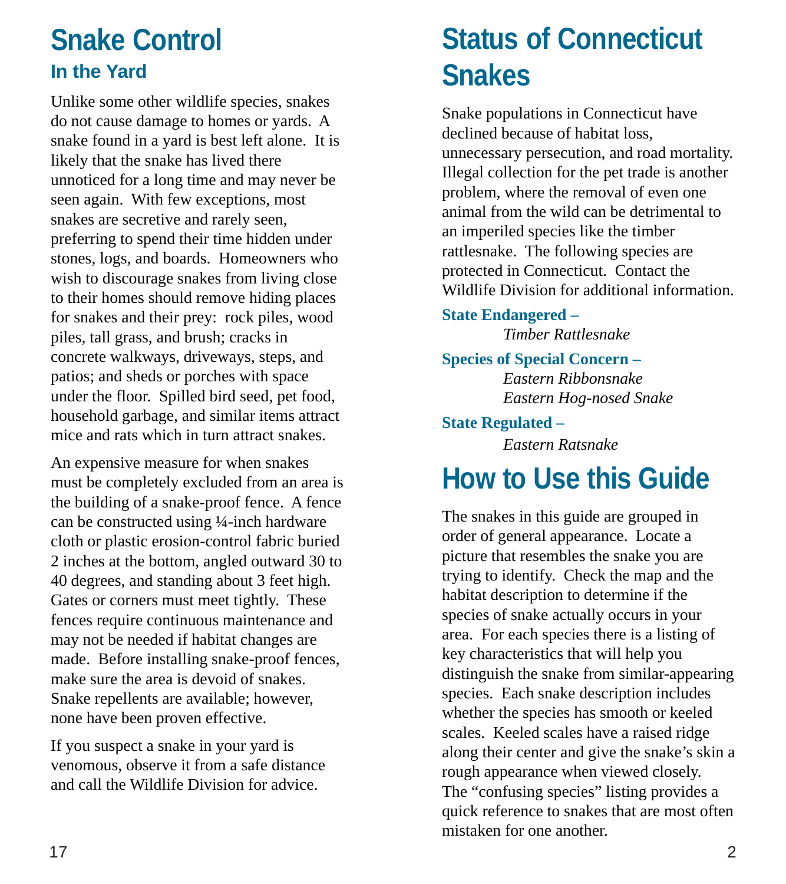# Snake Control

## In the Yard

Unlike some other wildlife species, snakes do not cause damage to homes or yards. A snake found in a yard is best left alone. It is likely that the snake has lived there unnoticed for a long time and may never be seen again. With few exceptions, most snakes are secretive and rarely seen, preferring to spend their time hidden under stones, logs, and boards. Homeowners who wish to discourage snakes from living close to their homes should remove hiding places for snakes and their prey: rock piles, wood piles, tall grass, and brush; cracks in concrete walkways, driveways, steps, and patios; and sheds or porches with space under the floor. Spilled bird seed, pet food, household garbage, and similar items attract mice and rats which in turn attract snakes.

An expensive measure for when snakes must be completely excluded from an area is the building of a snake-proof fence. A fence can be constructed using ¼-inch hardware cloth or plastic erosion-control fabric buried 2 inches at the bottom, angled outward 30 to 40 degrees, and standing about 3 feet high. Gates or corners must meet tightly. These fences require continuous maintenance and may not be needed if habitat changes are made. Before installing snake-proof fences, make sure the area is devoid of snakes. Snake repellents are available; however, none have been proven effective.

If you suspect a snake in your yard is venomous, observe it from a safe distance and call the Wildlife Division for advice.

# Status of Connecticut Snakes

Snake populations in Connecticut have declined because of habitat loss, unnecessary persecution, and road mortality. Illegal collection for the pet trade is another problem, where the removal of even one animal from the wild can be detrimental to an imperiled species like the timber rattlesnake. The following species are protected in Connecticut. Contact the Wildlife Division for additional information.

**State Endangered –**
*Timber Rattlesnake*

**Species of Special Concern –**
*Eastern Ribbonsnake*
*Eastern Hog-nosed Snake*

**State Regulated –**
*Eastern Ratsnake*

# How to Use this Guide

The snakes in this guide are grouped in order of general appearance. Locate a picture that resembles the snake you are trying to identify. Check the map and the habitat description to determine if the species of snake actually occurs in your area. For each species there is a listing of key characteristics that will help you distinguish the snake from similar-appearing species. Each snake description includes whether the species has smooth or keeled scales. Keeled scales have a raised ridge along their center and give the snake's skin a rough appearance when viewed closely. The "confusing species" listing provides a quick reference to snakes that are most often mistaken for one another.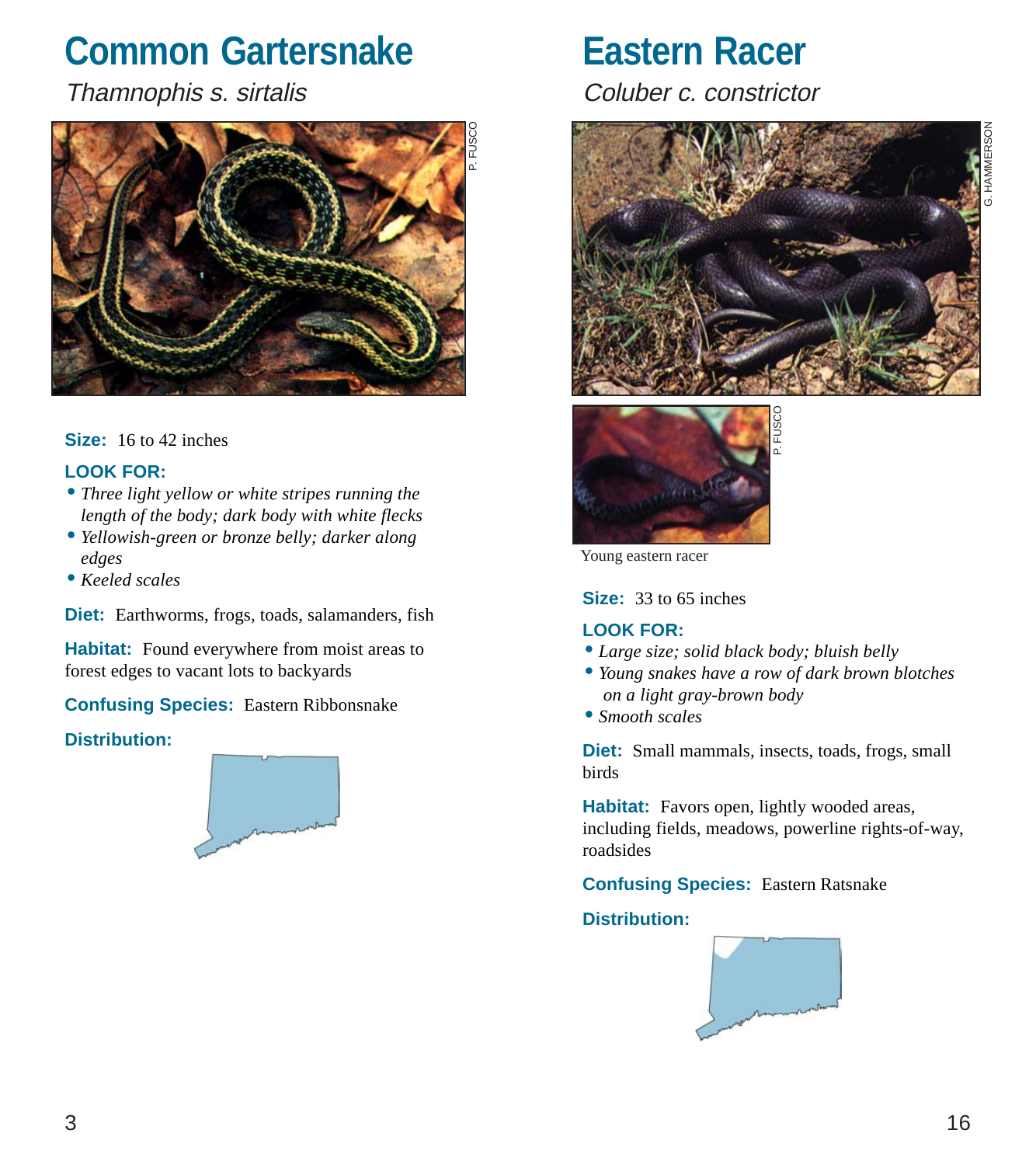# Common Gartersnake

*Thamnophis s. sirtalis*

P. FUSCO

**Size:** 16 to 42 inches

**LOOK FOR:**

- *Three light yellow or white stripes running the length of the body; dark body with white flecks*
- *Yellowish-green or bronze belly; darker along edges*
- *Keeled scales*

**Diet:** Earthworms, frogs, toads, salamanders, fish

**Habitat:** Found everywhere from moist areas to forest edges to vacant lots to backyards

**Confusing Species:** Eastern Ribbonsnake

**Distribution:**

# Eastern Racer

*Coluber c. constrictor*

G. HAMMERSON

P. FUSCO

Young eastern racer

**Size:** 33 to 65 inches

**LOOK FOR:**

- *Large size; solid black body; bluish belly*
- *Young snakes have a row of dark brown blotches on a light gray-brown body*
- *Smooth scales*

**Diet:** Small mammals, insects, toads, frogs, small birds

**Habitat:** Favors open, lightly wooded areas, including fields, meadows, powerline rights-of-way, roadsides

**Confusing Species:** Eastern Ratsnake

**Distribution:**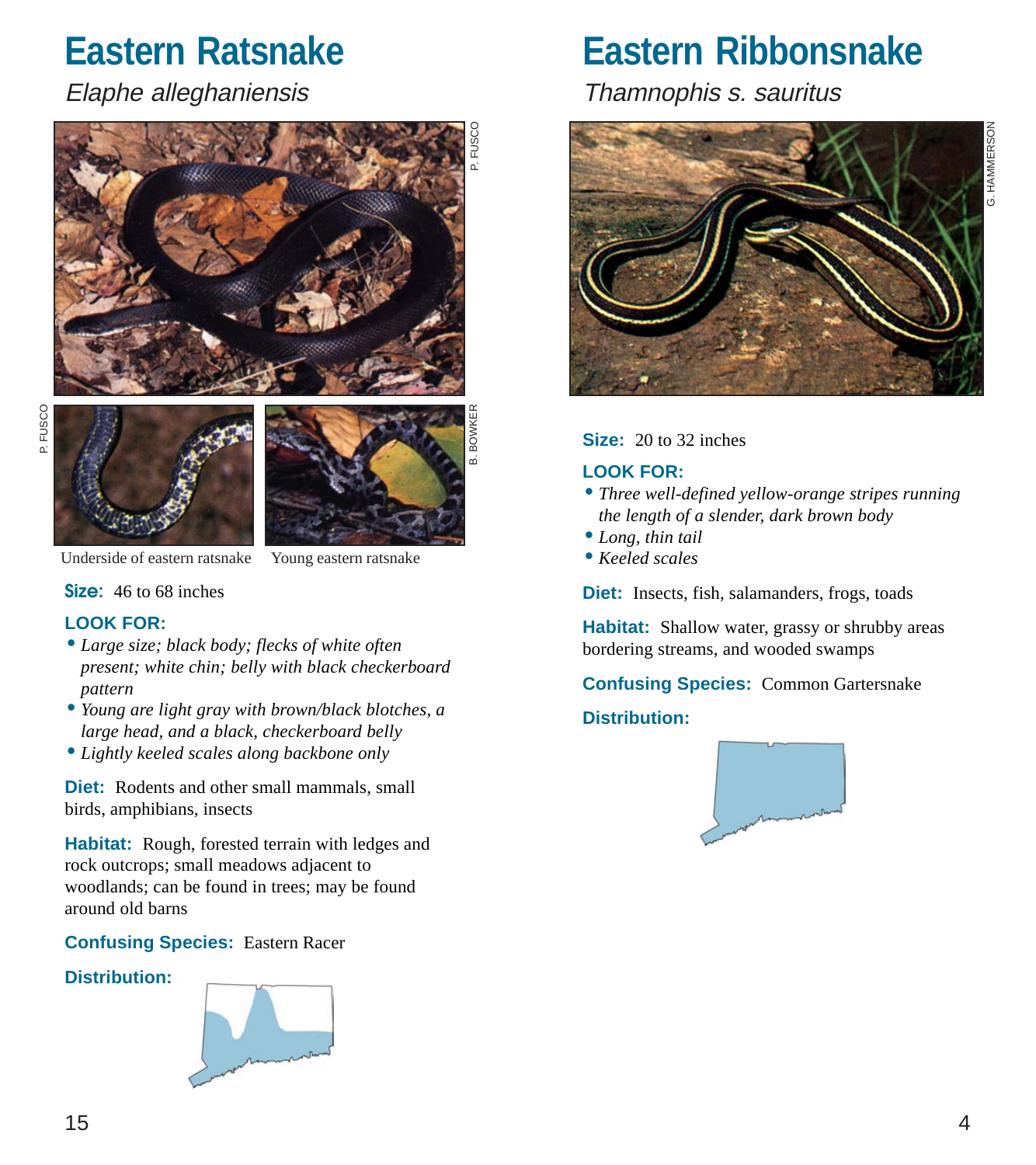# Eastern Ratsnake

*Elaphe alleghaniensis*

P. FUSCO

P. FUSCO

B. BOWKER

Underside of eastern ratsnake

Young eastern ratsnake

**Size:** 46 to 68 inches

**LOOK FOR:**

- *Large size; black body; flecks of white often present; white chin; belly with black checkerboard pattern*
- *Young are light gray with brown/black blotches, a large head, and a black, checkerboard belly*
- *Lightly keeled scales along backbone only*

**Diet:** Rodents and other small mammals, small birds, amphibians, insects

**Habitat:** Rough, forested terrain with ledges and rock outcrops; small meadows adjacent to woodlands; can be found in trees; may be found around old barns

**Confusing Species:** Eastern Racer

**Distribution:**

# Eastern Ribbonsnake

*Thamnophis s. sauritus*

G. HAMMERSON

**Size:** 20 to 32 inches

**LOOK FOR:**

- *Three well-defined yellow-orange stripes running the length of a slender, dark brown body*
- *Long, thin tail*
- *Keeled scales*

**Diet:** Insects, fish, salamanders, frogs, toads

**Habitat:** Shallow water, grassy or shrubby areas bordering streams, and wooded swamps

**Confusing Species:** Common Gartersnake

**Distribution:**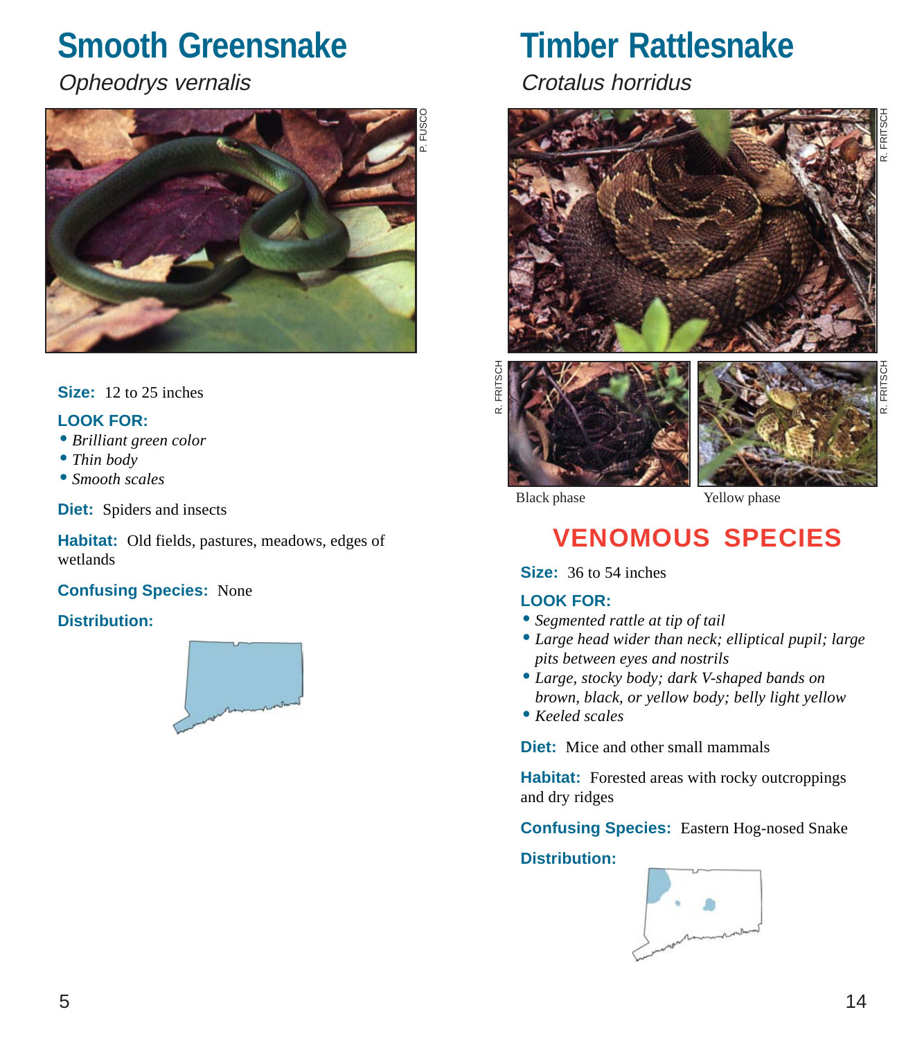# Smooth Greensnake

*Opheodrys vernalis*

P. FUSCO

**Size:** 12 to 25 inches

**LOOK FOR:**

- *Brilliant green color*
- *Thin body*
- *Smooth scales*

**Diet:** Spiders and insects

**Habitat:** Old fields, pastures, meadows, edges of wetlands

**Confusing Species:** None

**Distribution:**

# Timber Rattlesnake

*Crotalus horridus*

R. FRITSCH

R. FRITSCH

R. FRITSCH

Black phase

Yellow phase

## VENOMOUS SPECIES

**Size:** 36 to 54 inches

**LOOK FOR:**

- *Segmented rattle at tip of tail*
- *Large head wider than neck; elliptical pupil; large pits between eyes and nostrils*
- *Large, stocky body; dark V-shaped bands on brown, black, or yellow body; belly light yellow*
- *Keeled scales*

**Diet:** Mice and other small mammals

**Habitat:** Forested areas with rocky outcroppings and dry ridges

**Confusing Species:** Eastern Hog-nosed Snake

**Distribution:**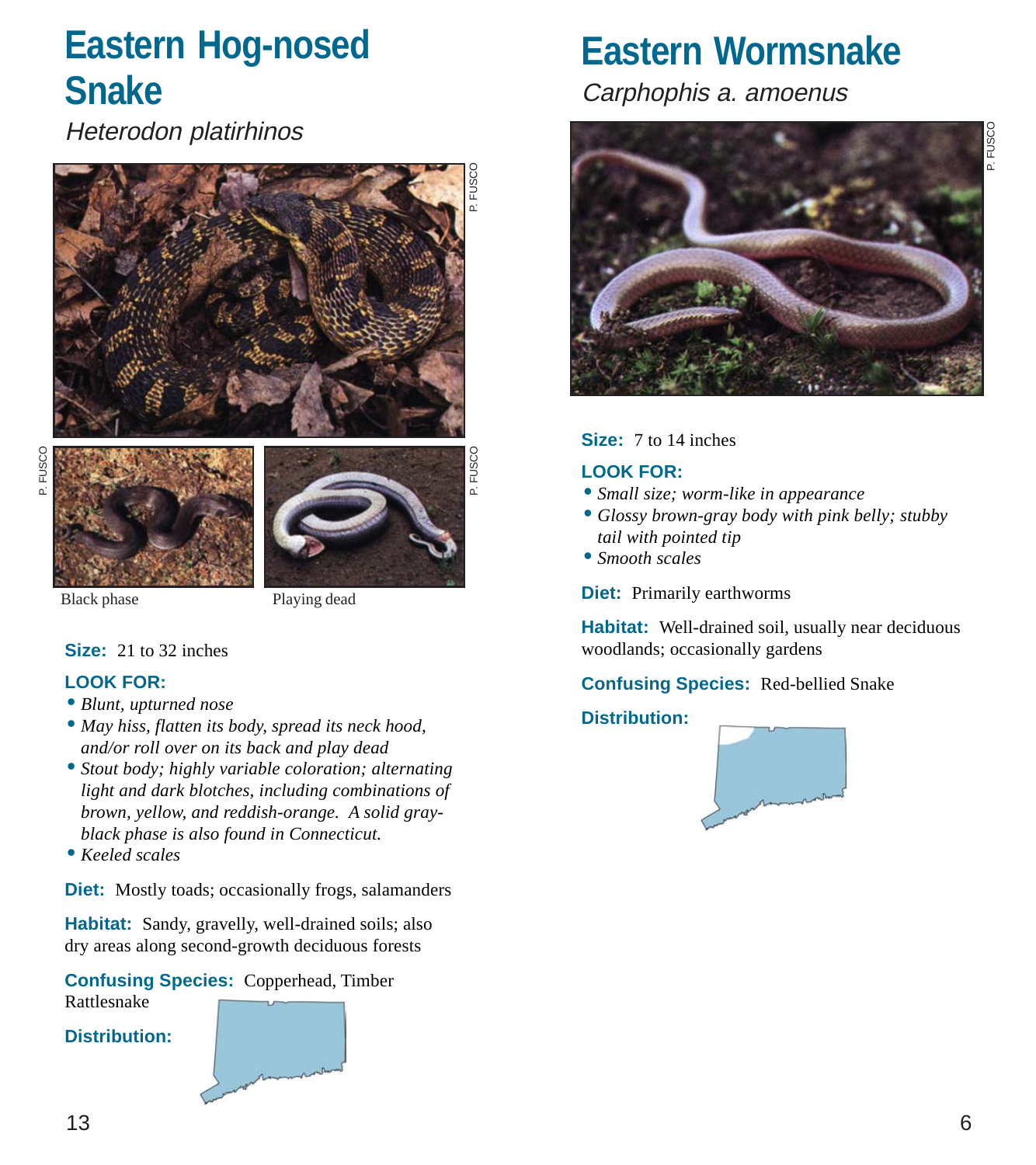# Eastern Hog-nosed Snake

*Heterodon platirhinos*

P. FUSCO

P. FUSCO

P. FUSCO

Black phase

Playing dead

**Size:** 21 to 32 inches

**LOOK FOR:**

- *Blunt, upturned nose*
- *May hiss, flatten its body, spread its neck hood, and/or roll over on its back and play dead*
- *Stout body; highly variable coloration; alternating light and dark blotches, including combinations of brown, yellow, and reddish-orange. A solid gray-black phase is also found in Connecticut.*
- *Keeled scales*

**Diet:** Mostly toads; occasionally frogs, salamanders

**Habitat:** Sandy, gravelly, well-drained soils; also dry areas along second-growth deciduous forests

**Confusing Species:** Copperhead, Timber Rattlesnake

**Distribution:**

# Eastern Wormsnake

*Carphophis a. amoenus*

P. FUSCO

**Size:** 7 to 14 inches

**LOOK FOR:**

- *Small size; worm-like in appearance*
- *Glossy brown-gray body with pink belly; stubby tail with pointed tip*
- *Smooth scales*

**Diet:** Primarily earthworms

**Habitat:** Well-drained soil, usually near deciduous woodlands; occasionally gardens

**Confusing Species:** Red-bellied Snake

**Distribution:**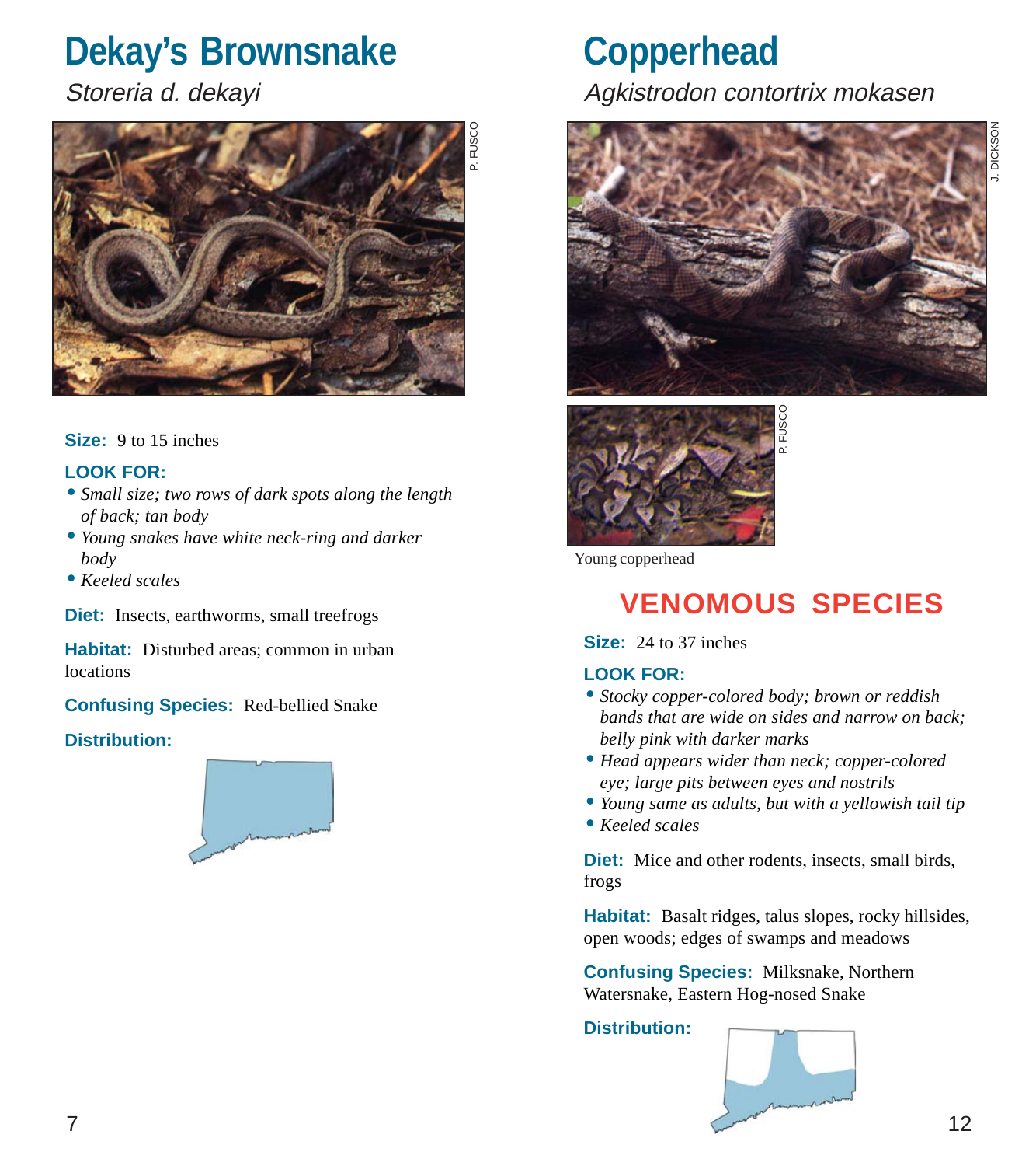# Dekay's Brownsnake

*Storeria d. dekayi*

P. FUSCO

**Size:** 9 to 15 inches

**LOOK FOR:**

- *Small size; two rows of dark spots along the length of back; tan body*
- *Young snakes have white neck-ring and darker body*
- *Keeled scales*

**Diet:** Insects, earthworms, small treefrogs

**Habitat:** Disturbed areas; common in urban locations

**Confusing Species:** Red-bellied Snake

**Distribution:**

# Copperhead

*Agkistrodon contortrix mokasen*

J. DICKSON

P. FUSCO

Young copperhead

## VENOMOUS SPECIES

**Size:** 24 to 37 inches

**LOOK FOR:**

- *Stocky copper-colored body; brown or reddish bands that are wide on sides and narrow on back; belly pink with darker marks*
- *Head appears wider than neck; copper-colored eye; large pits between eyes and nostrils*
- *Young same as adults, but with a yellowish tail tip*
- *Keeled scales*

**Diet:** Mice and other rodents, insects, small birds, frogs

**Habitat:** Basalt ridges, talus slopes, rocky hillsides, open woods; edges of swamps and meadows

**Confusing Species:** Milksnake, Northern Watersnake, Eastern Hog-nosed Snake

**Distribution:**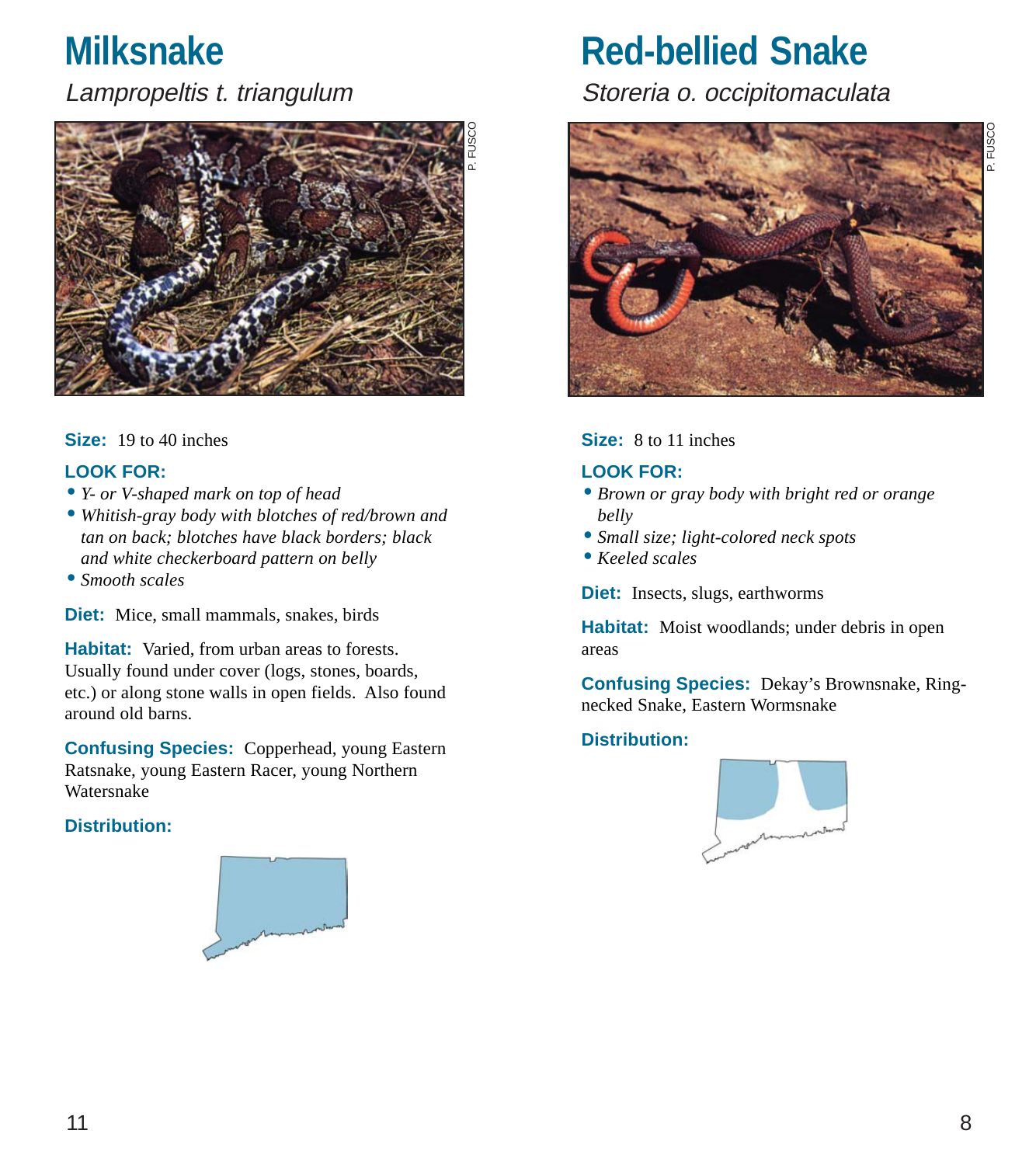# Milksnake

*Lampropeltis t. triangulum*

P. FUSCO

**Size:** 19 to 40 inches

**LOOK FOR:**

- *Y- or V-shaped mark on top of head*
- *Whitish-gray body with blotches of red/brown and tan on back; blotches have black borders; black and white checkerboard pattern on belly*
- *Smooth scales*

**Diet:** Mice, small mammals, snakes, birds

**Habitat:** Varied, from urban areas to forests. Usually found under cover (logs, stones, boards, etc.) or along stone walls in open fields. Also found around old barns.

**Confusing Species:** Copperhead, young Eastern Ratsnake, young Eastern Racer, young Northern Watersnake

**Distribution:**

# Red-bellied Snake

*Storeria o. occipitomaculata*

P. FUSCO

**Size:** 8 to 11 inches

**LOOK FOR:**

- *Brown or gray body with bright red or orange belly*
- *Small size; light-colored neck spots*
- *Keeled scales*

**Diet:** Insects, slugs, earthworms

**Habitat:** Moist woodlands; under debris in open areas

**Confusing Species:** Dekay's Brownsnake, Ring-necked Snake, Eastern Wormsnake

**Distribution:**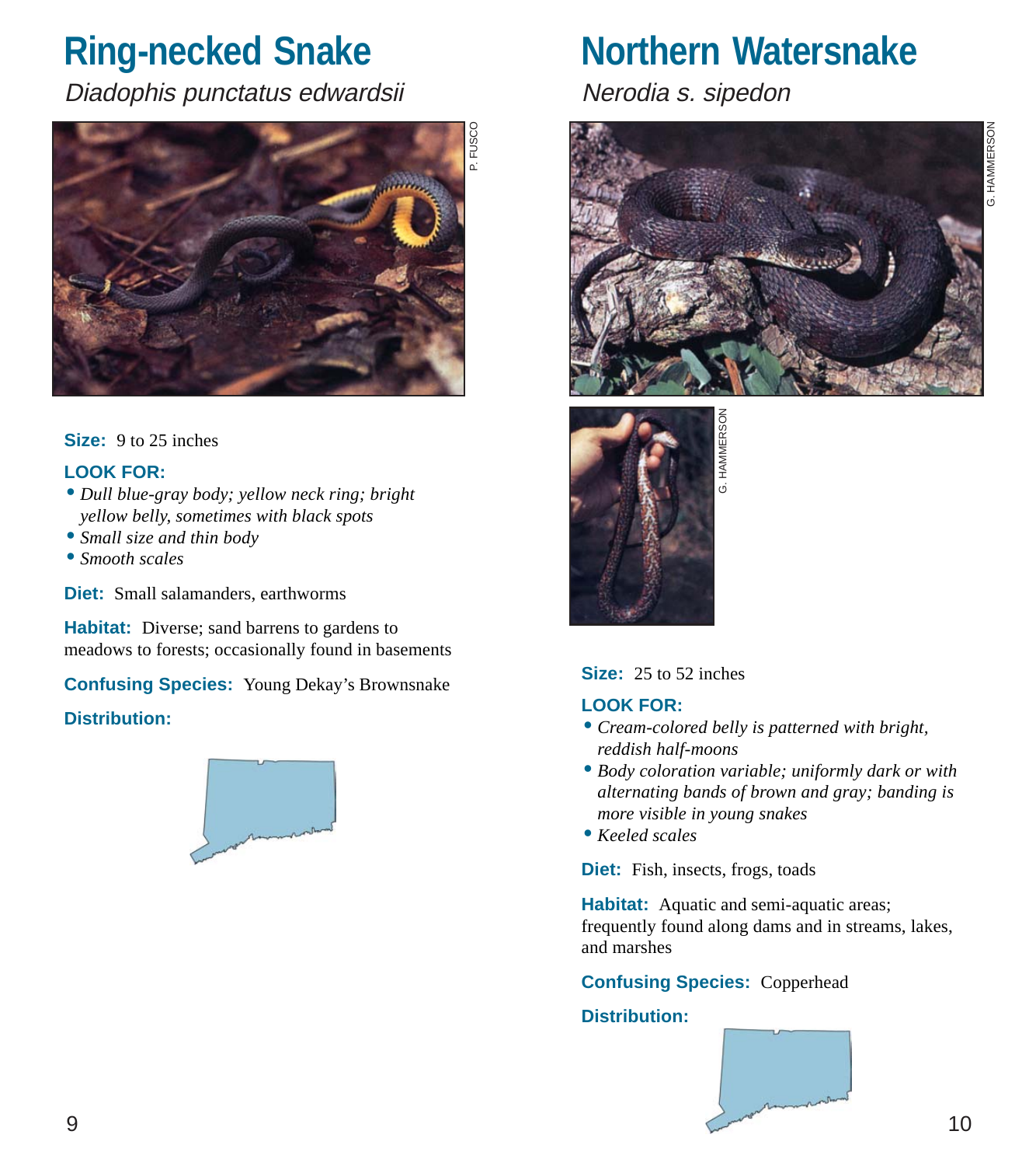# Ring-necked Snake

*Diadophis punctatus edwardsii*

P. FUSCO

**Size:** 9 to 25 inches

**LOOK FOR:**

- *Dull blue-gray body; yellow neck ring; bright yellow belly, sometimes with black spots*
- *Small size and thin body*
- *Smooth scales*

**Diet:** Small salamanders, earthworms

**Habitat:** Diverse; sand barrens to gardens to meadows to forests; occasionally found in basements

**Confusing Species:** Young Dekay's Brownsnake

**Distribution:**

# Northern Watersnake

*Nerodia s. sipedon*

G. HAMMERSON

G. HAMMERSON

**Size:** 25 to 52 inches

**LOOK FOR:**

- *Cream-colored belly is patterned with bright, reddish half-moons*
- *Body coloration variable; uniformly dark or with alternating bands of brown and gray; banding is more visible in young snakes*
- *Keeled scales*

**Diet:** Fish, insects, frogs, toads

**Habitat:** Aquatic and semi-aquatic areas; frequently found along dams and in streams, lakes, and marshes

**Confusing Species:** Copperhead

**Distribution:**